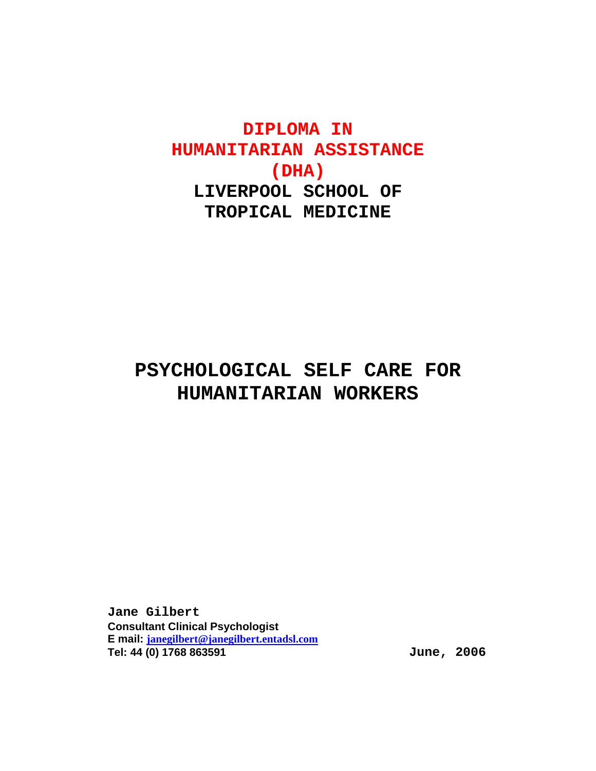# DIPLOMA IN HUMANITARIAN ASSISTANCE (DHA)

## LIVERPOOL SCHOOL OF TROPICAL MEDICINE

# PSYCHOLOGICAL SELF CARE FOR HUMANITARIAN WORKERS

**Jane Gilbert**
**Consultant Clinical Psychologist**
**E mail:** janegilbert@janegilbert.entadsl.com
**Tel: 44 (0) 1768 863591**

**June, 2006**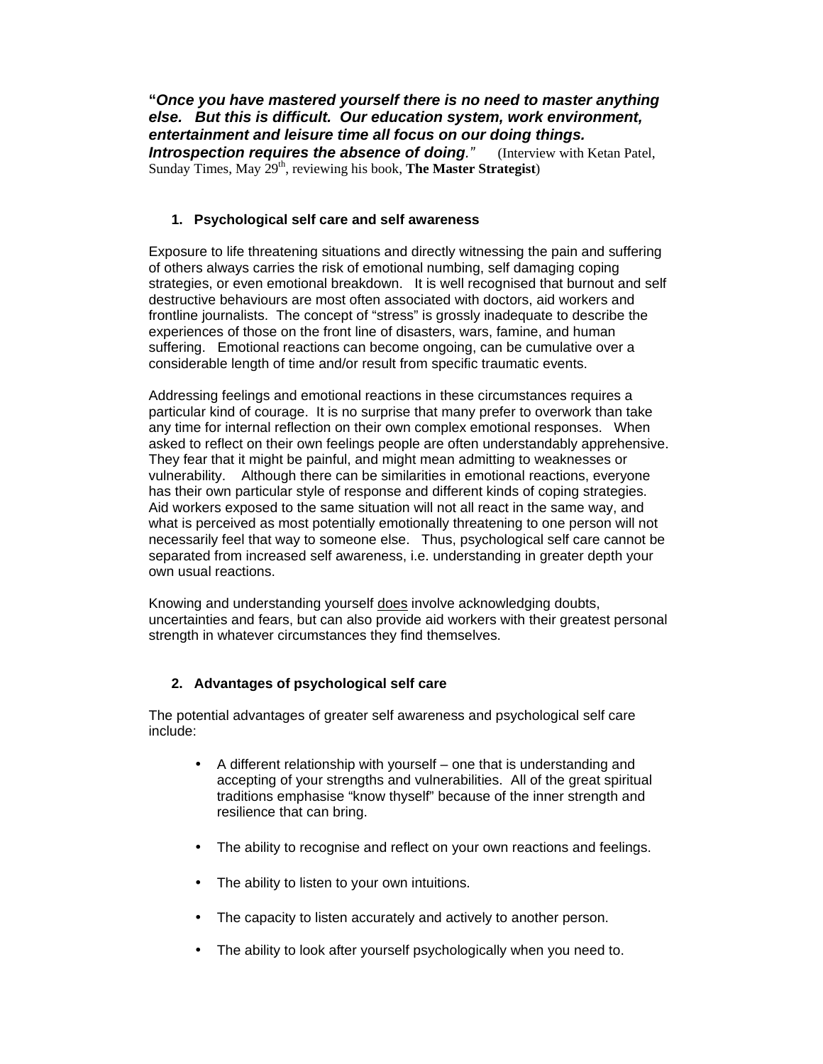***"Once you have mastered yourself there is no need to master anything else. But this is difficult. Our education system, work environment, entertainment and leisure time all focus on our doing things. Introspection requires the absence of doing."*** (Interview with Ketan Patel, Sunday Times, May 29th, reviewing his book, **The Master Strategist**)

## 1. Psychological self care and self awareness

Exposure to life threatening situations and directly witnessing the pain and suffering of others always carries the risk of emotional numbing, self damaging coping strategies, or even emotional breakdown. It is well recognised that burnout and self destructive behaviours are most often associated with doctors, aid workers and frontline journalists. The concept of "stress" is grossly inadequate to describe the experiences of those on the front line of disasters, wars, famine, and human suffering. Emotional reactions can become ongoing, can be cumulative over a considerable length of time and/or result from specific traumatic events.

Addressing feelings and emotional reactions in these circumstances requires a particular kind of courage. It is no surprise that many prefer to overwork than take any time for internal reflection on their own complex emotional responses. When asked to reflect on their own feelings people are often understandably apprehensive. They fear that it might be painful, and might mean admitting to weaknesses or vulnerability. Although there can be similarities in emotional reactions, everyone has their own particular style of response and different kinds of coping strategies. Aid workers exposed to the same situation will not all react in the same way, and what is perceived as most potentially emotionally threatening to one person will not necessarily feel that way to someone else. Thus, psychological self care cannot be separated from increased self awareness, i.e. understanding in greater depth your own usual reactions.

Knowing and understanding yourself <u>does</u> involve acknowledging doubts, uncertainties and fears, but can also provide aid workers with their greatest personal strength in whatever circumstances they find themselves.

## 2. Advantages of psychological self care

The potential advantages of greater self awareness and psychological self care include:

- A different relationship with yourself – one that is understanding and accepting of your strengths and vulnerabilities. All of the great spiritual traditions emphasise "know thyself" because of the inner strength and resilience that can bring.
- The ability to recognise and reflect on your own reactions and feelings.
- The ability to listen to your own intuitions.
- The capacity to listen accurately and actively to another person.
- The ability to look after yourself psychologically when you need to.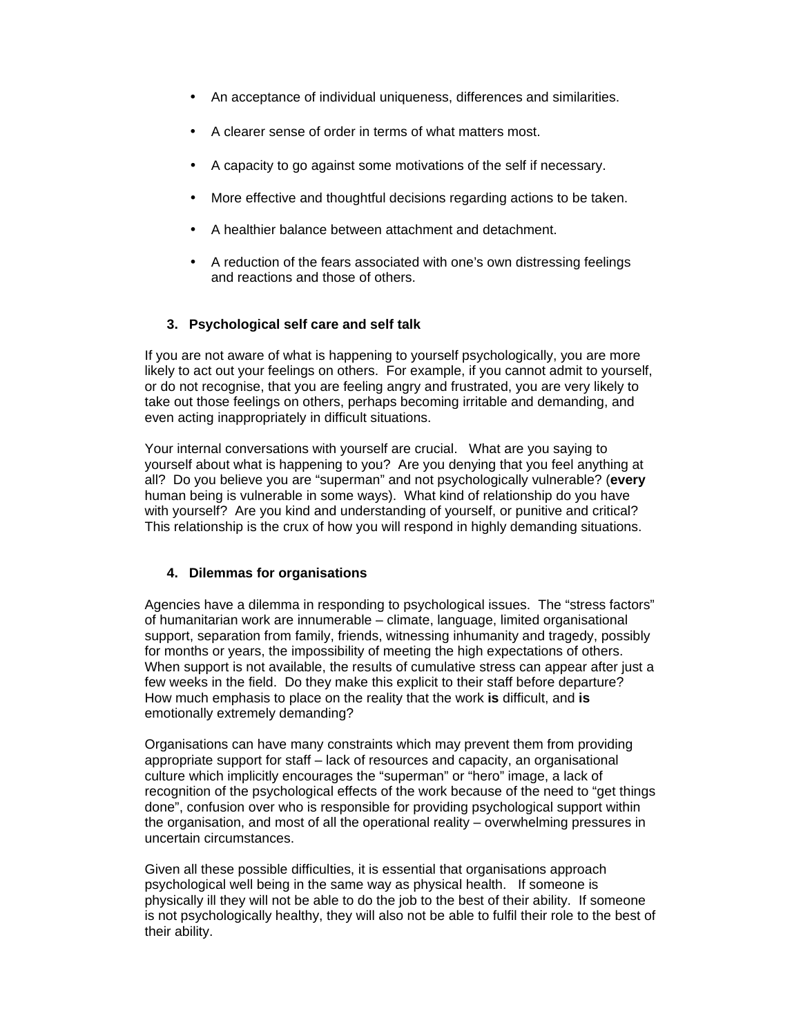- An acceptance of individual uniqueness, differences and similarities.
- A clearer sense of order in terms of what matters most.
- A capacity to go against some motivations of the self if necessary.
- More effective and thoughtful decisions regarding actions to be taken.
- A healthier balance between attachment and detachment.
- A reduction of the fears associated with one's own distressing feelings and reactions and those of others.

### 3. Psychological self care and self talk

If you are not aware of what is happening to yourself psychologically, you are more likely to act out your feelings on others. For example, if you cannot admit to yourself, or do not recognise, that you are feeling angry and frustrated, you are very likely to take out those feelings on others, perhaps becoming irritable and demanding, and even acting inappropriately in difficult situations.

Your internal conversations with yourself are crucial. What are you saying to yourself about what is happening to you? Are you denying that you feel anything at all? Do you believe you are "superman" and not psychologically vulnerable? (**every** human being is vulnerable in some ways). What kind of relationship do you have with yourself? Are you kind and understanding of yourself, or punitive and critical? This relationship is the crux of how you will respond in highly demanding situations.

### 4. Dilemmas for organisations

Agencies have a dilemma in responding to psychological issues. The "stress factors" of humanitarian work are innumerable – climate, language, limited organisational support, separation from family, friends, witnessing inhumanity and tragedy, possibly for months or years, the impossibility of meeting the high expectations of others. When support is not available, the results of cumulative stress can appear after just a few weeks in the field. Do they make this explicit to their staff before departure? How much emphasis to place on the reality that the work **is** difficult, and **is** emotionally extremely demanding?

Organisations can have many constraints which may prevent them from providing appropriate support for staff – lack of resources and capacity, an organisational culture which implicitly encourages the "superman" or "hero" image, a lack of recognition of the psychological effects of the work because of the need to "get things done", confusion over who is responsible for providing psychological support within the organisation, and most of all the operational reality – overwhelming pressures in uncertain circumstances.

Given all these possible difficulties, it is essential that organisations approach psychological well being in the same way as physical health. If someone is physically ill they will not be able to do the job to the best of their ability. If someone is not psychologically healthy, they will also not be able to fulfil their role to the best of their ability.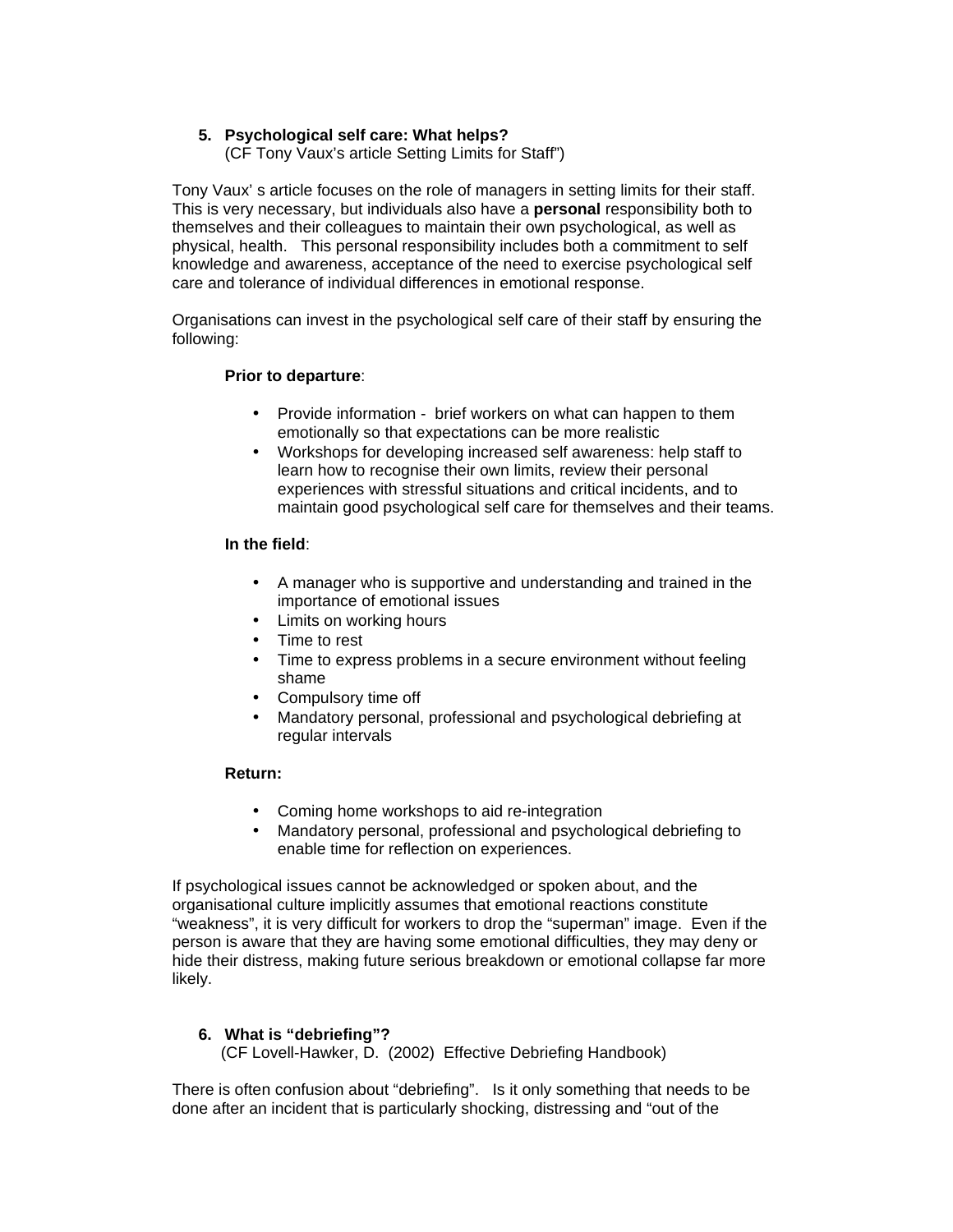## 5. Psychological self care: What helps?

(CF Tony Vaux's article Setting Limits for Staff")

Tony Vaux' s article focuses on the role of managers in setting limits for their staff. This is very necessary, but individuals also have a **personal** responsibility both to themselves and their colleagues to maintain their own psychological, as well as physical, health. This personal responsibility includes both a commitment to self knowledge and awareness, acceptance of the need to exercise psychological self care and tolerance of individual differences in emotional response.

Organisations can invest in the psychological self care of their staff by ensuring the following:

**Prior to departure**:

- Provide information - brief workers on what can happen to them emotionally so that expectations can be more realistic
- Workshops for developing increased self awareness: help staff to learn how to recognise their own limits, review their personal experiences with stressful situations and critical incidents, and to maintain good psychological self care for themselves and their teams.

**In the field**:

- A manager who is supportive and understanding and trained in the importance of emotional issues
- Limits on working hours
- Time to rest
- Time to express problems in a secure environment without feeling shame
- Compulsory time off
- Mandatory personal, professional and psychological debriefing at regular intervals

**Return:**

- Coming home workshops to aid re-integration
- Mandatory personal, professional and psychological debriefing to enable time for reflection on experiences.

If psychological issues cannot be acknowledged or spoken about, and the organisational culture implicitly assumes that emotional reactions constitute "weakness", it is very difficult for workers to drop the "superman" image. Even if the person is aware that they are having some emotional difficulties, they may deny or hide their distress, making future serious breakdown or emotional collapse far more likely.

## 6. What is "debriefing"?

(CF Lovell-Hawker, D. (2002) Effective Debriefing Handbook)

There is often confusion about "debriefing". Is it only something that needs to be done after an incident that is particularly shocking, distressing and "out of the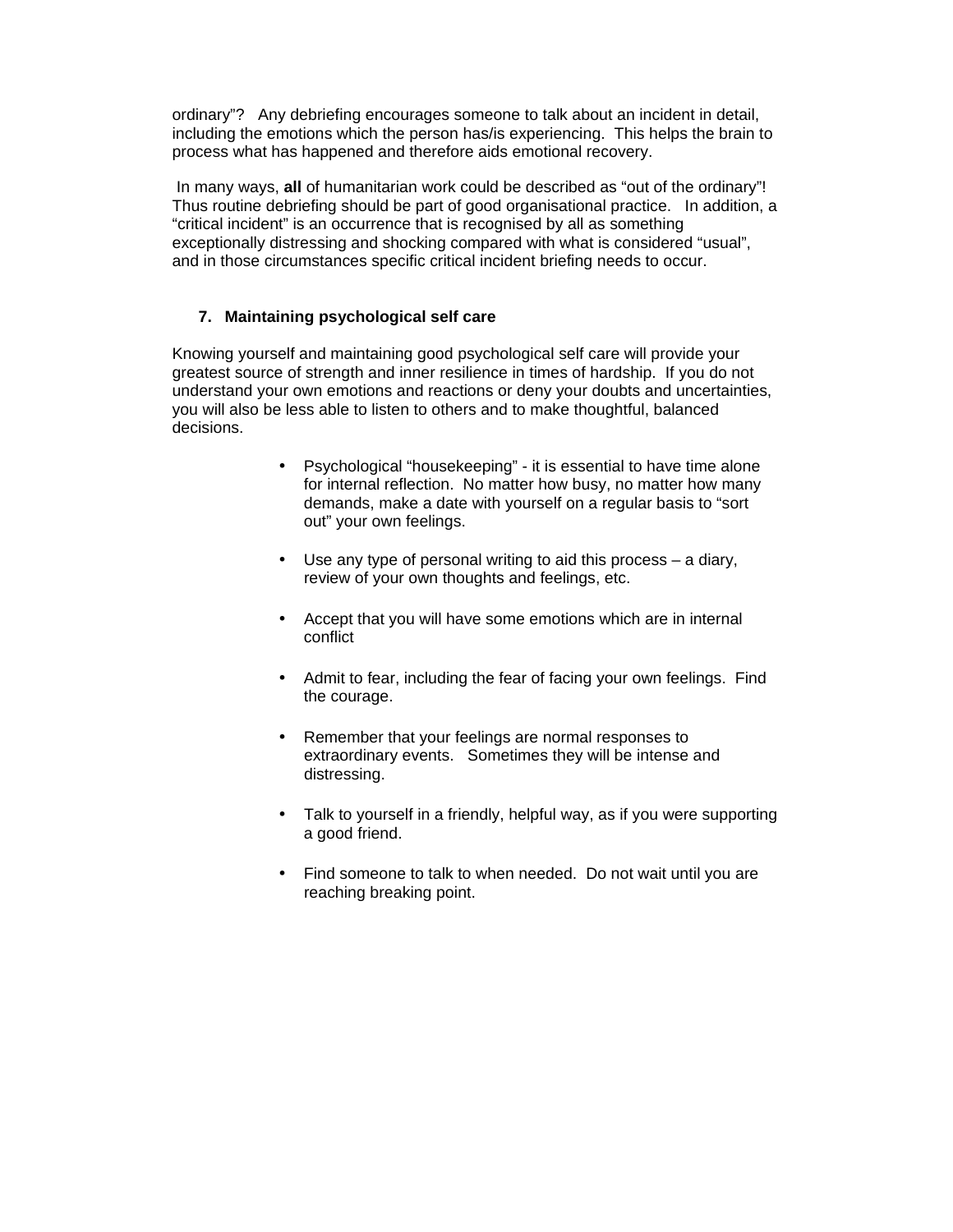ordinary"? Any debriefing encourages someone to talk about an incident in detail, including the emotions which the person has/is experiencing. This helps the brain to process what has happened and therefore aids emotional recovery.

In many ways, **all** of humanitarian work could be described as "out of the ordinary"! Thus routine debriefing should be part of good organisational practice. In addition, a "critical incident" is an occurrence that is recognised by all as something exceptionally distressing and shocking compared with what is considered "usual", and in those circumstances specific critical incident briefing needs to occur.

## 7. Maintaining psychological self care

Knowing yourself and maintaining good psychological self care will provide your greatest source of strength and inner resilience in times of hardship. If you do not understand your own emotions and reactions or deny your doubts and uncertainties, you will also be less able to listen to others and to make thoughtful, balanced decisions.

- Psychological "housekeeping" - it is essential to have time alone for internal reflection. No matter how busy, no matter how many demands, make a date with yourself on a regular basis to "sort out" your own feelings.

- Use any type of personal writing to aid this process – a diary, review of your own thoughts and feelings, etc.

- Accept that you will have some emotions which are in internal conflict

- Admit to fear, including the fear of facing your own feelings. Find the courage.

- Remember that your feelings are normal responses to extraordinary events. Sometimes they will be intense and distressing.

- Talk to yourself in a friendly, helpful way, as if you were supporting a good friend.

- Find someone to talk to when needed. Do not wait until you are reaching breaking point.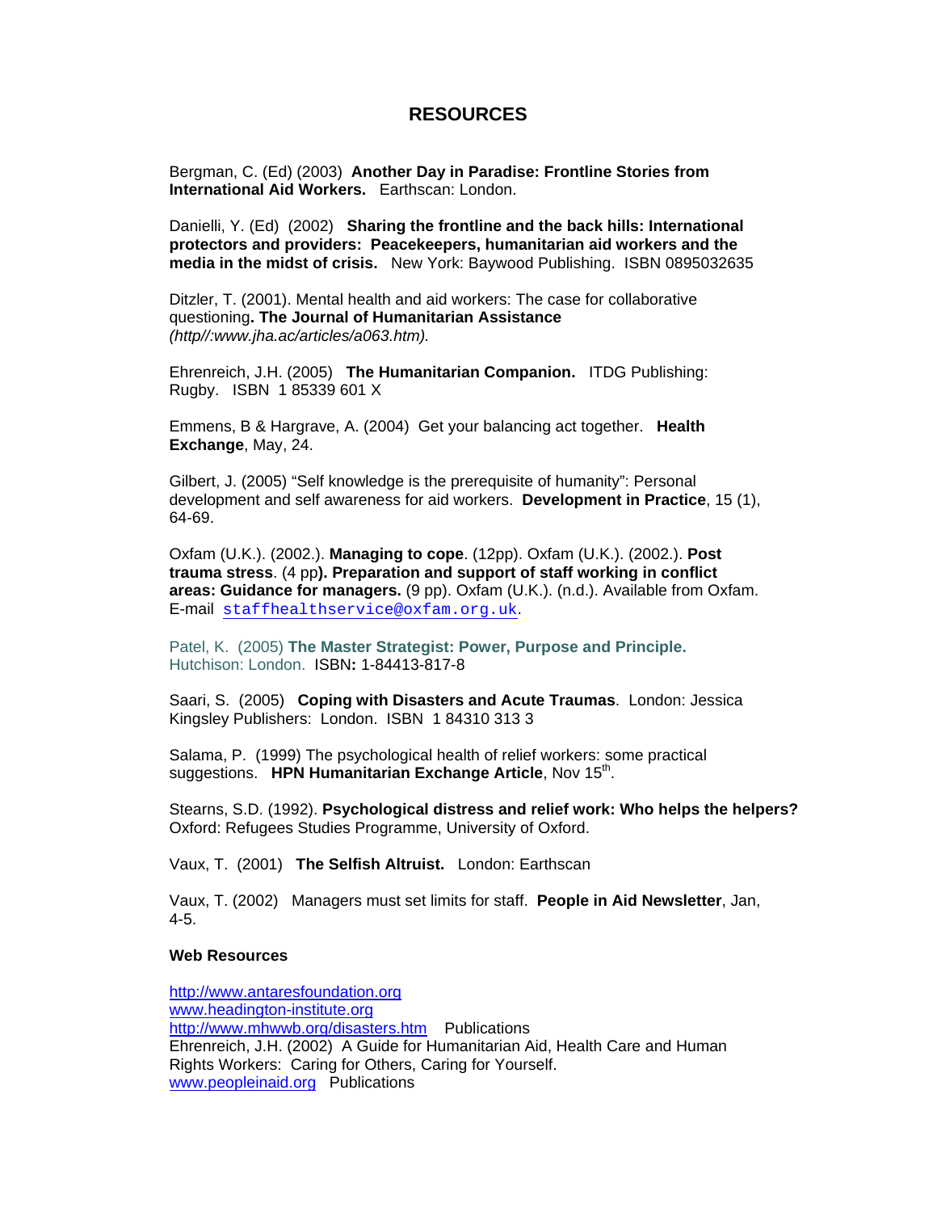# RESOURCES

Bergman, C. (Ed) (2003) **Another Day in Paradise: Frontline Stories from International Aid Workers.** Earthscan: London.

Danielli, Y. (Ed) (2002) **Sharing the frontline and the back hills: International protectors and providers: Peacekeepers, humanitarian aid workers and the media in the midst of crisis.** New York: Baywood Publishing. ISBN 0895032635

Ditzler, T. (2001). Mental health and aid workers: The case for collaborative questioning**. The Journal of Humanitarian Assistance** *(http//:www.jha.ac/articles/a063.htm).*

Ehrenreich, J.H. (2005) **The Humanitarian Companion.** ITDG Publishing: Rugby. ISBN 1 85339 601 X

Emmens, B & Hargrave, A. (2004) Get your balancing act together. **Health Exchange**, May, 24.

Gilbert, J. (2005) "Self knowledge is the prerequisite of humanity": Personal development and self awareness for aid workers. **Development in Practice**, 15 (1), 64-69.

Oxfam (U.K.). (2002.). **Managing to cope**. (12pp). Oxfam (U.K.). (2002.). **Post trauma stress**. (4 pp**). Preparation and support of staff working in conflict areas: Guidance for managers.** (9 pp). Oxfam (U.K.). (n.d.). Available from Oxfam. E-mail staffhealthservice@oxfam.org.uk.

Patel, K. (2005) **The Master Strategist: Power, Purpose and Principle.** Hutchison: London. ISBN**:** 1-84413-817-8

Saari, S. (2005) **Coping with Disasters and Acute Traumas**. London: Jessica Kingsley Publishers: London. ISBN 1 84310 313 3

Salama, P. (1999) The psychological health of relief workers: some practical suggestions. **HPN Humanitarian Exchange Article**, Nov 15th.

Stearns, S.D. (1992). **Psychological distress and relief work: Who helps the helpers?** Oxford: Refugees Studies Programme, University of Oxford.

Vaux, T. (2001) **The Selfish Altruist.** London: Earthscan

Vaux, T. (2002) Managers must set limits for staff. **People in Aid Newsletter**, Jan, 4-5.

**Web Resources**

http://www.antaresfoundation.org
www.headington-institute.org
http://www.mhwwb.org/disasters.htm Publications
Ehrenreich, J.H. (2002) A Guide for Humanitarian Aid, Health Care and Human Rights Workers: Caring for Others, Caring for Yourself.
www.peopleinaid.org Publications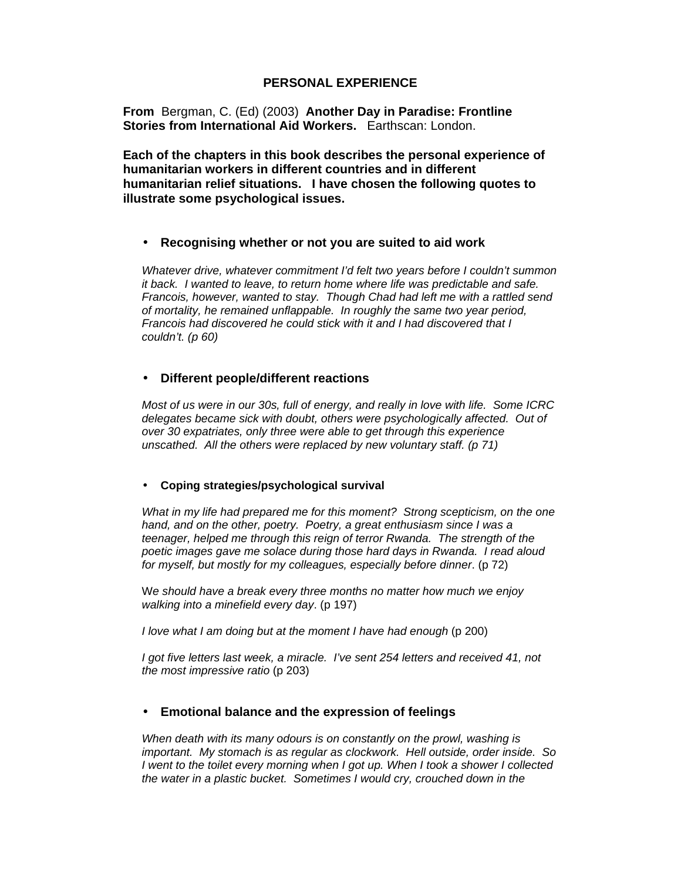## PERSONAL EXPERIENCE

**From** Bergman, C. (Ed) (2003) **Another Day in Paradise: Frontline Stories from International Aid Workers.** Earthscan: London.

**Each of the chapters in this book describes the personal experience of humanitarian workers in different countries and in different humanitarian relief situations. I have chosen the following quotes to illustrate some psychological issues.**

- **Recognising whether or not you are suited to aid work**

*Whatever drive, whatever commitment I'd felt two years before I couldn't summon it back. I wanted to leave, to return home where life was predictable and safe. Francois, however, wanted to stay. Though Chad had left me with a rattled send of mortality, he remained unflappable. In roughly the same two year period, Francois had discovered he could stick with it and I had discovered that I couldn't. (p 60)*

- **Different people/different reactions**

*Most of us were in our 30s, full of energy, and really in love with life. Some ICRC delegates became sick with doubt, others were psychologically affected. Out of over 30 expatriates, only three were able to get through this experience unscathed. All the others were replaced by new voluntary staff. (p 71)*

- **Coping strategies/psychological survival**

*What in my life had prepared me for this moment? Strong scepticism, on the one hand, and on the other, poetry. Poetry, a great enthusiasm since I was a teenager, helped me through this reign of terror Rwanda. The strength of the poetic images gave me solace during those hard days in Rwanda. I read aloud for myself, but mostly for my colleagues, especially before dinner*. (p 72)

W*e should have a break every three months no matter how much we enjoy walking into a minefield every day*. (p 197)

*I love what I am doing but at the moment I have had enough* (p 200)

*I got five letters last week, a miracle. I've sent 254 letters and received 41, not the most impressive ratio* (p 203)

- **Emotional balance and the expression of feelings**

*When death with its many odours is on constantly on the prowl, washing is important. My stomach is as regular as clockwork. Hell outside, order inside. So I went to the toilet every morning when I got up. When I took a shower I collected the water in a plastic bucket. Sometimes I would cry, crouched down in the*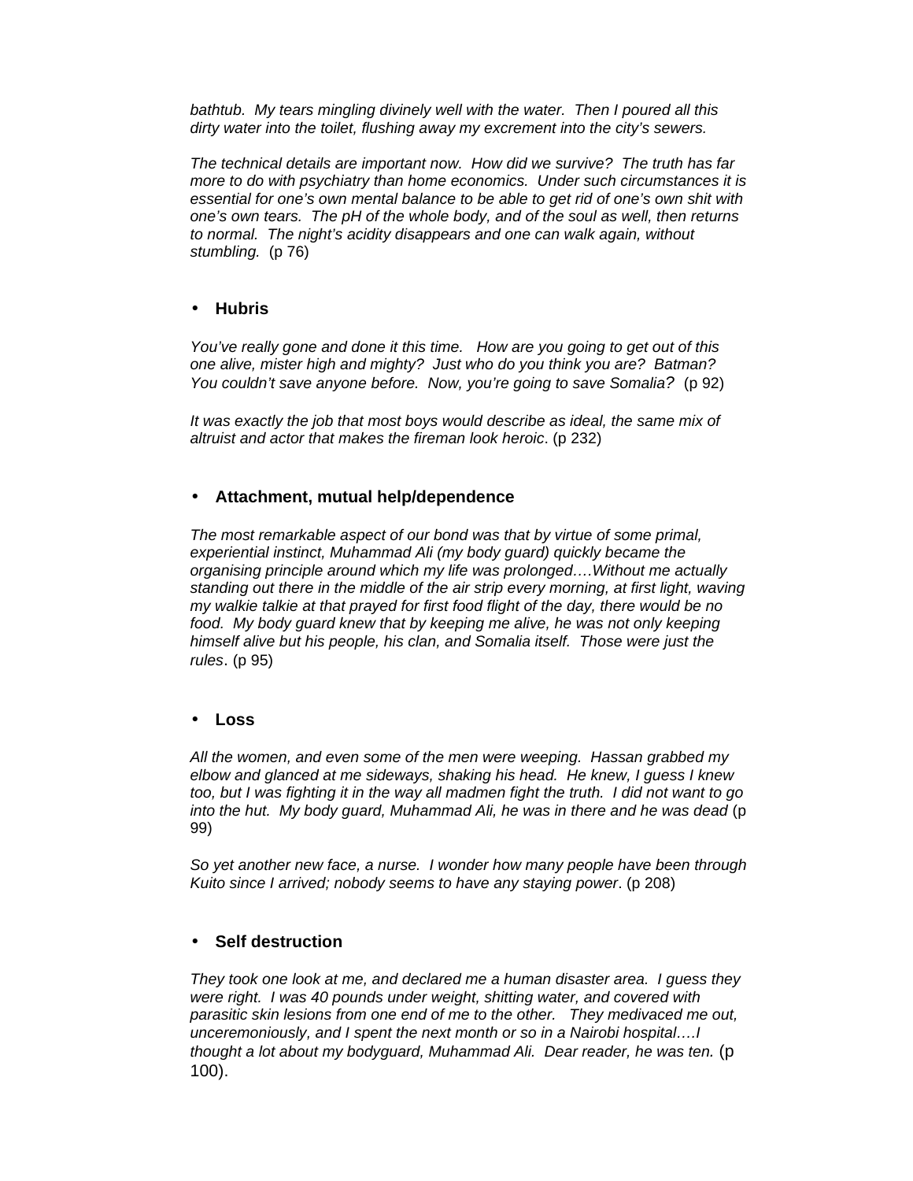*bathtub. My tears mingling divinely well with the water. Then I poured all this dirty water into the toilet, flushing away my excrement into the city's sewers.*

*The technical details are important now. How did we survive? The truth has far more to do with psychiatry than home economics. Under such circumstances it is essential for one's own mental balance to be able to get rid of one's own shit with one's own tears. The pH of the whole body, and of the soul as well, then returns to normal. The night's acidity disappears and one can walk again, without stumbling.* (p 76)

- **Hubris**

*You've really gone and done it this time. How are you going to get out of this one alive, mister high and mighty? Just who do you think you are? Batman? You couldn't save anyone before. Now, you're going to save Somalia?* (p 92)

*It was exactly the job that most boys would describe as ideal, the same mix of altruist and actor that makes the fireman look heroic*. (p 232)

- **Attachment, mutual help/dependence**

*The most remarkable aspect of our bond was that by virtue of some primal, experiential instinct, Muhammad Ali (my body guard) quickly became the organising principle around which my life was prolonged….Without me actually standing out there in the middle of the air strip every morning, at first light, waving my walkie talkie at that prayed for first food flight of the day, there would be no food. My body guard knew that by keeping me alive, he was not only keeping himself alive but his people, his clan, and Somalia itself. Those were just the rules*. (p 95)

- **Loss**

*All the women, and even some of the men were weeping. Hassan grabbed my elbow and glanced at me sideways, shaking his head. He knew, I guess I knew too, but I was fighting it in the way all madmen fight the truth. I did not want to go into the hut. My body guard, Muhammad Ali, he was in there and he was dead* (p 99)

*So yet another new face, a nurse. I wonder how many people have been through Kuito since I arrived; nobody seems to have any staying power*. (p 208)

- **Self destruction**

*They took one look at me, and declared me a human disaster area. I guess they were right. I was 40 pounds under weight, shitting water, and covered with parasitic skin lesions from one end of me to the other. They medivaced me out, unceremoniously, and I spent the next month or so in a Nairobi hospital….I thought a lot about my bodyguard, Muhammad Ali. Dear reader, he was ten.* (p 100).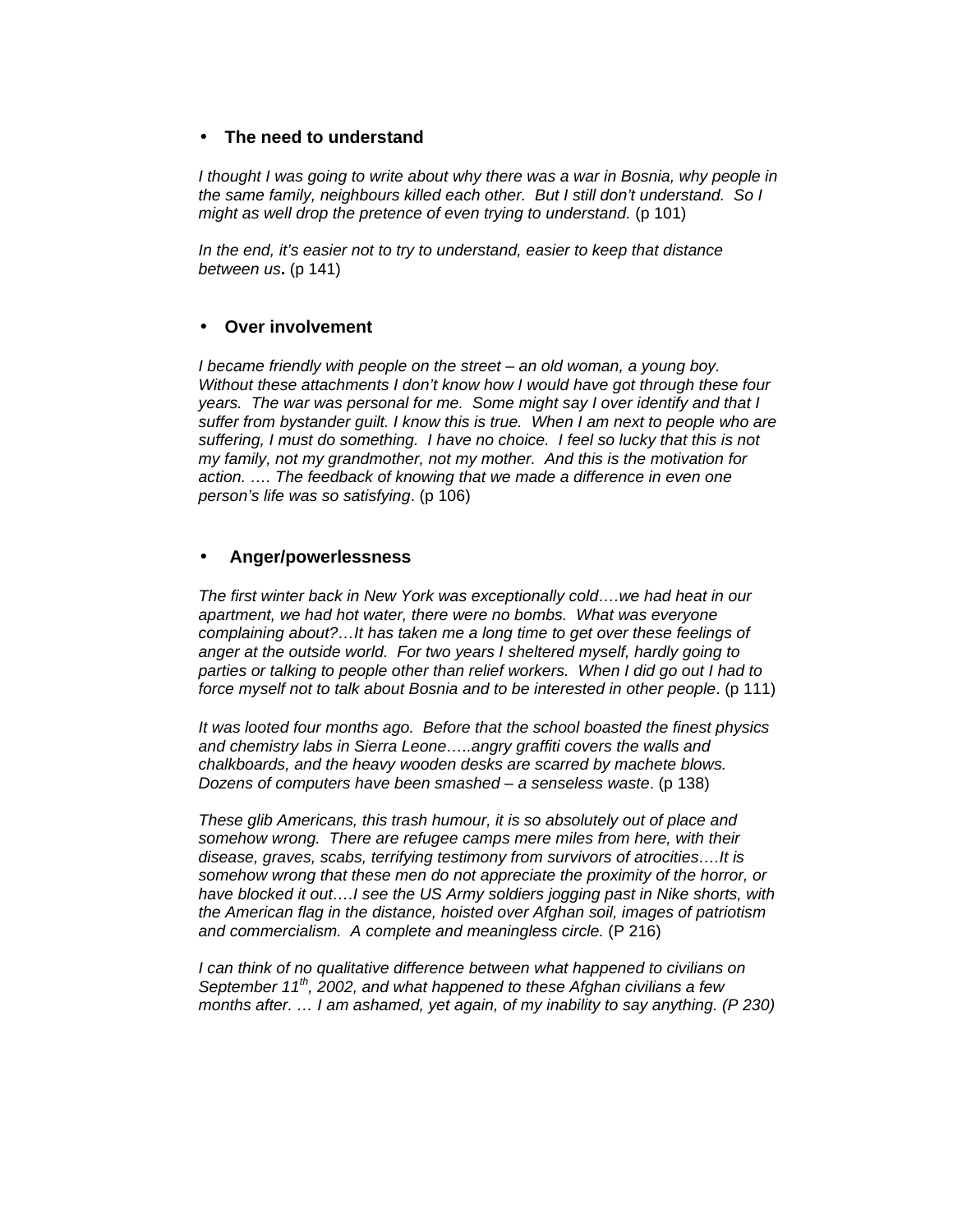- **The need to understand**

*I thought I was going to write about why there was a war in Bosnia, why people in the same family, neighbours killed each other. But I still don't understand. So I might as well drop the pretence of even trying to understand.* (p 101)

*In the end, it's easier not to try to understand, easier to keep that distance between us***.** (p 141)

- **Over involvement**

*I became friendly with people on the street – an old woman, a young boy. Without these attachments I don't know how I would have got through these four years. The war was personal for me. Some might say I over identify and that I suffer from bystander guilt. I know this is true. When I am next to people who are suffering, I must do something. I have no choice. I feel so lucky that this is not my family, not my grandmother, not my mother. And this is the motivation for action. …. The feedback of knowing that we made a difference in even one person's life was so satisfying*. (p 106)

- **Anger/powerlessness**

*The first winter back in New York was exceptionally cold….we had heat in our apartment, we had hot water, there were no bombs. What was everyone complaining about?…It has taken me a long time to get over these feelings of anger at the outside world. For two years I sheltered myself, hardly going to parties or talking to people other than relief workers. When I did go out I had to force myself not to talk about Bosnia and to be interested in other people*. (p 111)

*It was looted four months ago. Before that the school boasted the finest physics and chemistry labs in Sierra Leone…..angry graffiti covers the walls and chalkboards, and the heavy wooden desks are scarred by machete blows. Dozens of computers have been smashed – a senseless waste*. (p 138)

*These glib Americans, this trash humour, it is so absolutely out of place and somehow wrong. There are refugee camps mere miles from here, with their disease, graves, scabs, terrifying testimony from survivors of atrocities….It is somehow wrong that these men do not appreciate the proximity of the horror, or have blocked it out….I see the US Army soldiers jogging past in Nike shorts, with the American flag in the distance, hoisted over Afghan soil, images of patriotism and commercialism. A complete and meaningless circle.* (P 216)

*I can think of no qualitative difference between what happened to civilians on September 11th, 2002, and what happened to these Afghan civilians a few months after. … I am ashamed, yet again, of my inability to say anything. (P 230)*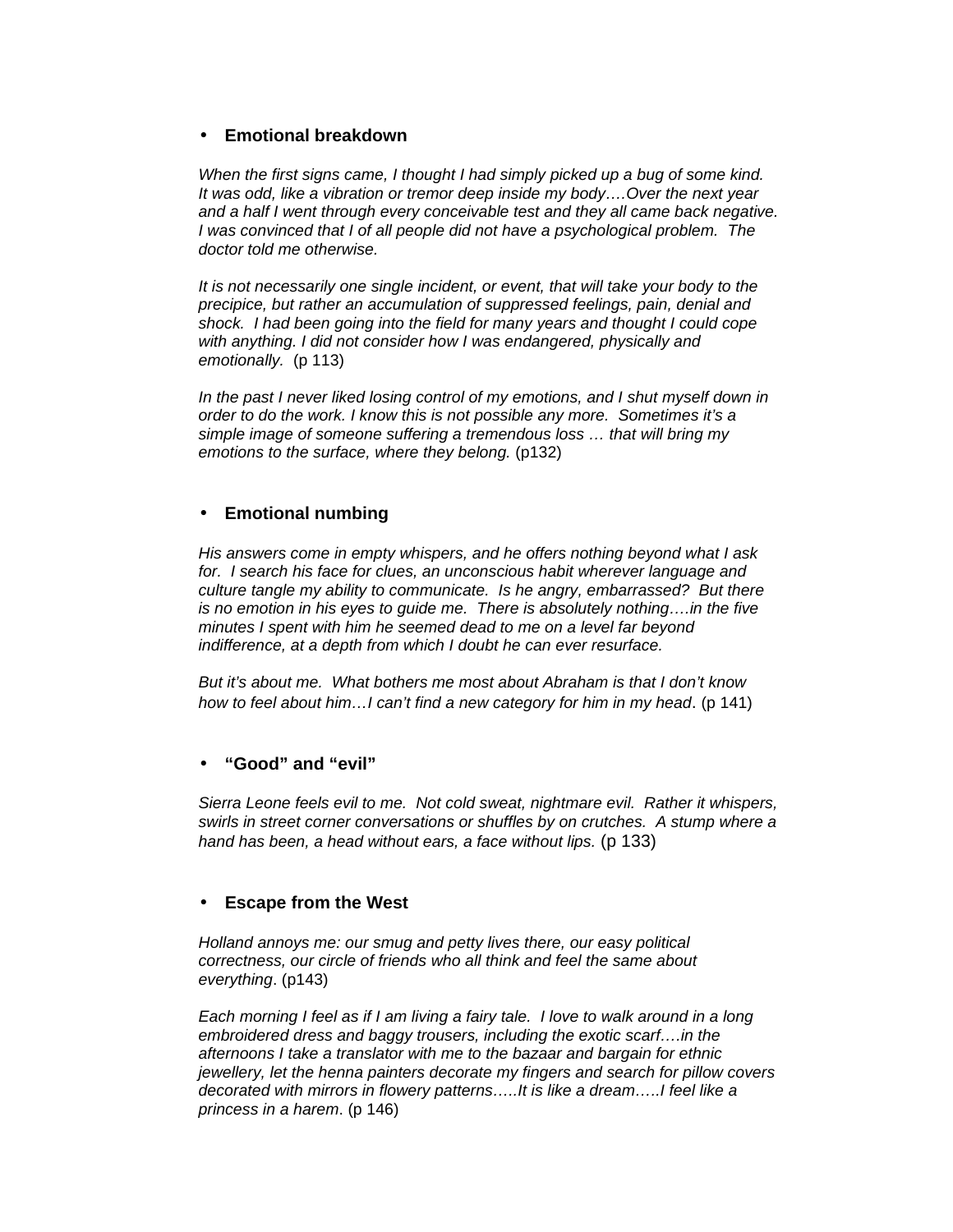- **Emotional breakdown**

*When the first signs came, I thought I had simply picked up a bug of some kind. It was odd, like a vibration or tremor deep inside my body….Over the next year and a half I went through every conceivable test and they all came back negative. I was convinced that I of all people did not have a psychological problem. The doctor told me otherwise.*

*It is not necessarily one single incident, or event, that will take your body to the precipice, but rather an accumulation of suppressed feelings, pain, denial and shock. I had been going into the field for many years and thought I could cope with anything. I did not consider how I was endangered, physically and emotionally.* (p 113)

*In the past I never liked losing control of my emotions, and I shut myself down in order to do the work. I know this is not possible any more. Sometimes it's a simple image of someone suffering a tremendous loss … that will bring my emotions to the surface, where they belong.* (p132)

- **Emotional numbing**

*His answers come in empty whispers, and he offers nothing beyond what I ask for. I search his face for clues, an unconscious habit wherever language and culture tangle my ability to communicate. Is he angry, embarrassed? But there is no emotion in his eyes to guide me. There is absolutely nothing….in the five minutes I spent with him he seemed dead to me on a level far beyond indifference, at a depth from which I doubt he can ever resurface.*

*But it's about me. What bothers me most about Abraham is that I don't know how to feel about him…I can't find a new category for him in my head*. (p 141)

- **"Good" and "evil"**

*Sierra Leone feels evil to me. Not cold sweat, nightmare evil. Rather it whispers, swirls in street corner conversations or shuffles by on crutches. A stump where a hand has been, a head without ears, a face without lips.* (p 133)

- **Escape from the West**

*Holland annoys me: our smug and petty lives there, our easy political correctness, our circle of friends who all think and feel the same about everything*. (p143)

*Each morning I feel as if I am living a fairy tale. I love to walk around in a long embroidered dress and baggy trousers, including the exotic scarf….in the afternoons I take a translator with me to the bazaar and bargain for ethnic jewellery, let the henna painters decorate my fingers and search for pillow covers decorated with mirrors in flowery patterns…..It is like a dream…..I feel like a princess in a harem*. (p 146)